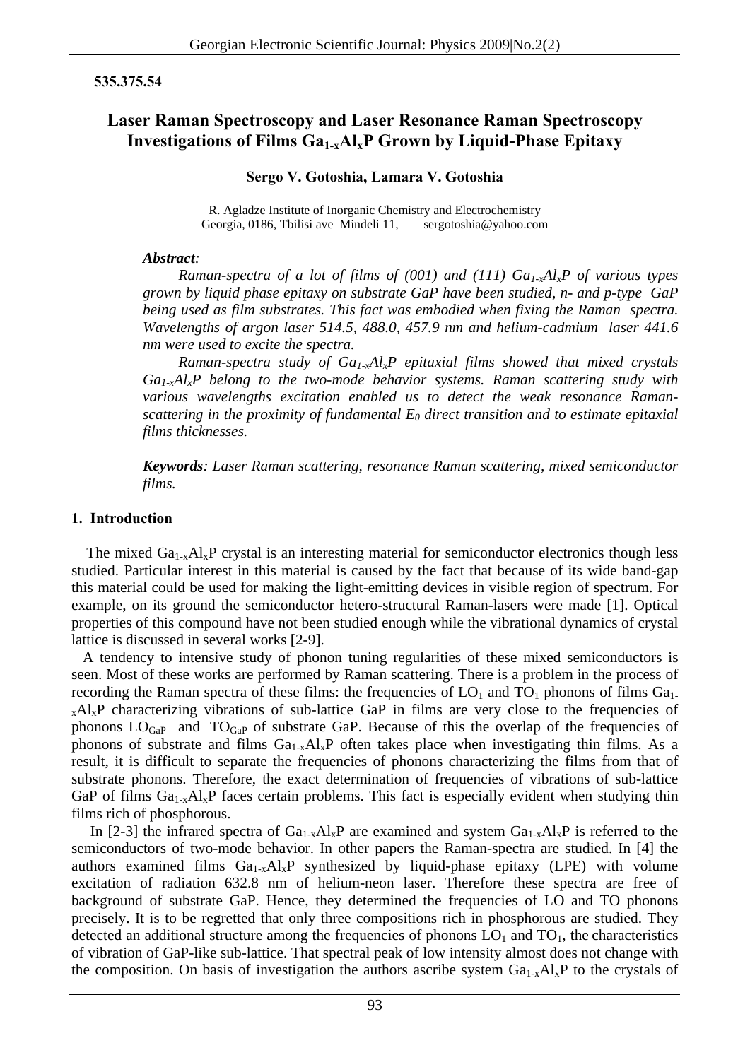**535.375.54**

# Laser Raman Spectroscopy and Laser Resonance Raman Spectroscopy Investigations of Films $Ga_{1-x}Al_xP$ Grown by Liquid-Phase Epitaxy

**Sergo V. Gotoshia, Lamara V. Gotoshia**

R. Agladze Institute of Inorganic Chemistry and Electrochemistry
Georgia, 0186, Tbilisi ave Mindeli 11, sergotoshia@yahoo.com

***Abstract:***

*Raman-spectra of a lot of films of (001) and (111) $Ga_{1-x}Al_xP$ of various types grown by liquid phase epitaxy on substrate GaP have been studied, n- and p-type GaP being used as film substrates. This fact was embodied when fixing the Raman spectra. Wavelengths of argon laser 514.5, 488.0, 457.9 nm and helium-cadmium laser 441.6 nm were used to excite the spectra.*

*Raman-spectra study of $Ga_{1-x}Al_xP$ epitaxial films showed that mixed crystals $Ga_{1-x}Al_xP$ belong to the two-mode behavior systems. Raman scattering study with various wavelengths excitation enabled us to detect the weak resonance Raman-scattering in the proximity of fundamental $E_0$ direct transition and to estimate epitaxial films thicknesses.*

***Keywords**: Laser Raman scattering, resonance Raman scattering, mixed semiconductor films.*

## 1. Introduction

The mixed $Ga_{1-x}Al_xP$ crystal is an interesting material for semiconductor electronics though less studied. Particular interest in this material is caused by the fact that because of its wide band-gap this material could be used for making the light-emitting devices in visible region of spectrum. For example, on its ground the semiconductor hetero-structural Raman-lasers were made [1]. Optical properties of this compound have not been studied enough while the vibrational dynamics of crystal lattice is discussed in several works [2-9].

A tendency to intensive study of phonon tuning regularities of these mixed semiconductors is seen. Most of these works are performed by Raman scattering. There is a problem in the process of recording the Raman spectra of these films: the frequencies of $LO_1$ and $TO_1$ phonons of films $Ga_{1-x}Al_xP$ characterizing vibrations of sub-lattice GaP in films are very close to the frequencies of phonons $LO_{GaP}$ and $TO_{GaP}$ of substrate GaP. Because of this the overlap of the frequencies of phonons of substrate and films $Ga_{1-x}Al_xP$ often takes place when investigating thin films. As a result, it is difficult to separate the frequencies of phonons characterizing the films from that of substrate phonons. Therefore, the exact determination of frequencies of vibrations of sub-lattice GaP of films $Ga_{1-x}Al_xP$ faces certain problems. This fact is especially evident when studying thin films rich of phosphorous.

In [2-3] the infrared spectra of $Ga_{1-x}Al_xP$ are examined and system $Ga_{1-x}Al_xP$ is referred to the semiconductors of two-mode behavior. In other papers the Raman-spectra are studied. In [4] the authors examined films $Ga_{1-x}Al_xP$ synthesized by liquid-phase epitaxy (LPE) with volume excitation of radiation 632.8 nm of helium-neon laser. Therefore these spectra are free of background of substrate GaP. Hence, they determined the frequencies of LO and TO phonons precisely. It is to be regretted that only three compositions rich in phosphorous are studied. They detected an additional structure among the frequencies of phonons $LO_1$ and $TO_1$, the characteristics of vibration of GaP-like sub-lattice. That spectral peak of low intensity almost does not change with the composition. On basis of investigation the authors ascribe system $Ga_{1-x}Al_xP$ to the crystals of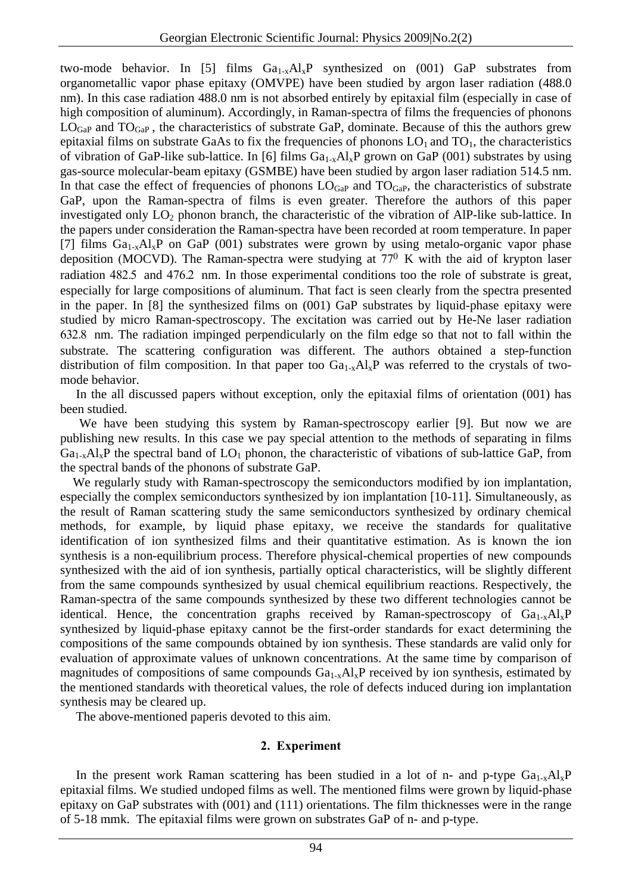two-mode behavior. In [5] films $Ga_{1-x}Al_xP$ synthesized on (001) GaP substrates from organometallic vapor phase epitaxy (OMVPE) have been studied by argon laser radiation (488.0 nm). In this case radiation 488.0 nm is not absorbed entirely by epitaxial film (especially in case of high composition of aluminum). Accordingly, in Raman-spectra of films the frequencies of phonons $LO_{GaP}$ and $TO_{GaP}$ , the characteristics of substrate GaP, dominate. Because of this the authors grew epitaxial films on substrate GaAs to fix the frequencies of phonons $LO_1$ and $TO_1$, the characteristics of vibration of GaP-like sub-lattice. In [6] films $Ga_{1-x}Al_xP$ grown on GaP (001) substrates by using gas-source molecular-beam epitaxy (GSMBE) have been studied by argon laser radiation 514.5 nm. In that case the effect of frequencies of phonons $LO_{GaP}$ and $TO_{GaP}$, the characteristics of substrate GaP, upon the Raman-spectra of films is even greater. Therefore the authors of this paper investigated only $LO_2$ phonon branch, the characteristic of the vibration of AlP-like sub-lattice. In the papers under consideration the Raman-spectra have been recorded at room temperature. In paper [7] films $Ga_{1-x}Al_xP$ on GaP (001) substrates were grown by using metalo-organic vapor phase deposition (MOCVD). The Raman-spectra were studying at $77^0$ K with the aid of krypton laser radiation 482.5 and 476.2 nm. In those experimental conditions too the role of substrate is great, especially for large compositions of aluminum. That fact is seen clearly from the spectra presented in the paper. In [8] the synthesized films on (001) GaP substrates by liquid-phase epitaxy were studied by micro Raman-spectroscopy. The excitation was carried out by He-Ne laser radiation 632.8 nm. The radiation impinged perpendicularly on the film edge so that not to fall within the substrate. The scattering configuration was different. The authors obtained a step-function distribution of film composition. In that paper too $Ga_{1-x}Al_xP$ was referred to the crystals of two-mode behavior.

In the all discussed papers without exception, only the epitaxial films of orientation (001) has been studied.

We have been studying this system by Raman-spectroscopy earlier [9]. But now we are publishing new results. In this case we pay special attention to the methods of separating in films $Ga_{1-x}Al_xP$ the spectral band of $LO_1$ phonon, the characteristic of vibrations of sub-lattice GaP, from the spectral bands of the phonons of substrate GaP.

We regularly study with Raman-spectroscopy the semiconductors modified by ion implantation, especially the complex semiconductors synthesized by ion implantation [10-11]. Simultaneously, as the result of Raman scattering study the same semiconductors synthesized by ordinary chemical methods, for example, by liquid phase epitaxy, we receive the standards for qualitative identification of ion synthesized films and their quantitative estimation. As is known the ion synthesis is a non-equilibrium process. Therefore physical-chemical properties of new compounds synthesized with the aid of ion synthesis, partially optical characteristics, will be slightly different from the same compounds synthesized by usual chemical equilibrium reactions. Respectively, the Raman-spectra of the same compounds synthesized by these two different technologies cannot be identical. Hence, the concentration graphs received by Raman-spectroscopy of $Ga_{1-x}Al_xP$ synthesized by liquid-phase epitaxy cannot be the first-order standards for exact determining the compositions of the same compounds obtained by ion synthesis. These standards are valid only for evaluation of approximate values of unknown concentrations. At the same time by comparison of magnitudes of compositions of same compounds $Ga_{1-x}Al_xP$ received by ion synthesis, estimated by the mentioned standards with theoretical values, the role of defects induced during ion implantation synthesis may be cleared up.

The above-mentioned paperis devoted to this aim.

## 2. Experiment

In the present work Raman scattering has been studied in a lot of n- and p-type $Ga_{1-x}Al_xP$ epitaxial films. We studied undoped films as well. The mentioned films were grown by liquid-phase epitaxy on GaP substrates with (001) and (111) orientations. The film thicknesses were in the range of 5-18 mmk. The epitaxial films were grown on substrates GaP of n- and p-type.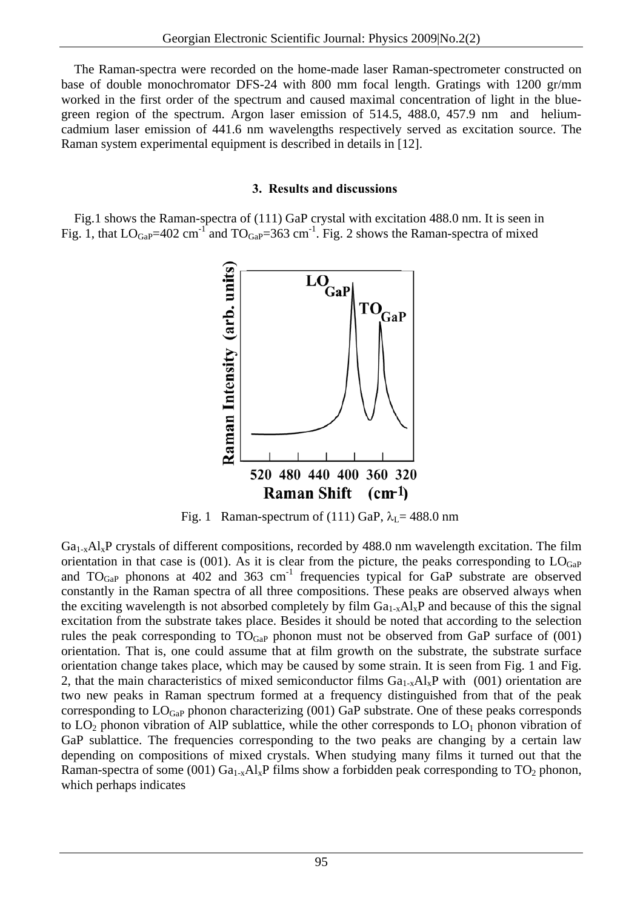The Raman-spectra were recorded on the home-made laser Raman-spectrometer constructed on base of double monochromator DFS-24 with 800 mm focal length. Gratings with 1200 gr/mm worked in the first order of the spectrum and caused maximal concentration of light in the blue-green region of the spectrum. Argon laser emission of 514.5, 488.0, 457.9 nm and helium-cadmium laser emission of 441.6 nm wavelengths respectively served as excitation source. The Raman system experimental equipment is described in details in [12].

## 3. Results and discussions

Fig.1 shows the Raman-spectra of (111) GaP crystal with excitation 488.0 nm. It is seen in Fig. 1, that $LO_{GaP}$=402 $cm^{-1}$ and $TO_{GaP}$=363 $cm^{-1}$. Fig. 2 shows the Raman-spectra of mixed

Fig. 1 Raman-spectrum of (111) GaP, $\lambda_L$= 488.0 nm

$Ga_{1-x}Al_xP$ crystals of different compositions, recorded by 488.0 nm wavelength excitation. The film orientation in that case is (001). As it is clear from the picture, the peaks corresponding to $LO_{GaP}$ and $TO_{GaP}$ phonons at 402 and 363 $cm^{-1}$ frequencies typical for GaP substrate are observed constantly in the Raman spectra of all three compositions. These peaks are observed always when the exciting wavelength is not absorbed completely by film $Ga_{1-x}Al_xP$ and because of this the signal excitation from the substrate takes place. Besides it should be noted that according to the selection rules the peak corresponding to $TO_{GaP}$ phonon must not be observed from GaP surface of (001) orientation. That is, one could assume that at film growth on the substrate, the substrate surface orientation change takes place, which may be caused by some strain. It is seen from Fig. 1 and Fig. 2, that the main characteristics of mixed semiconductor films $Ga_{1-x}Al_xP$ with (001) orientation are two new peaks in Raman spectrum formed at a frequency distinguished from that of the peak corresponding to $LO_{GaP}$ phonon characterizing (001) GaP substrate. One of these peaks corresponds to $LO_2$ phonon vibration of AlP sublattice, while the other corresponds to $LO_1$ phonon vibration of GaP sublattice. The frequencies corresponding to the two peaks are changing by a certain law depending on compositions of mixed crystals. When studying many films it turned out that the Raman-spectra of some (001) $Ga_{1-x}Al_xP$ films show a forbidden peak corresponding to $TO_2$ phonon, which perhaps indicates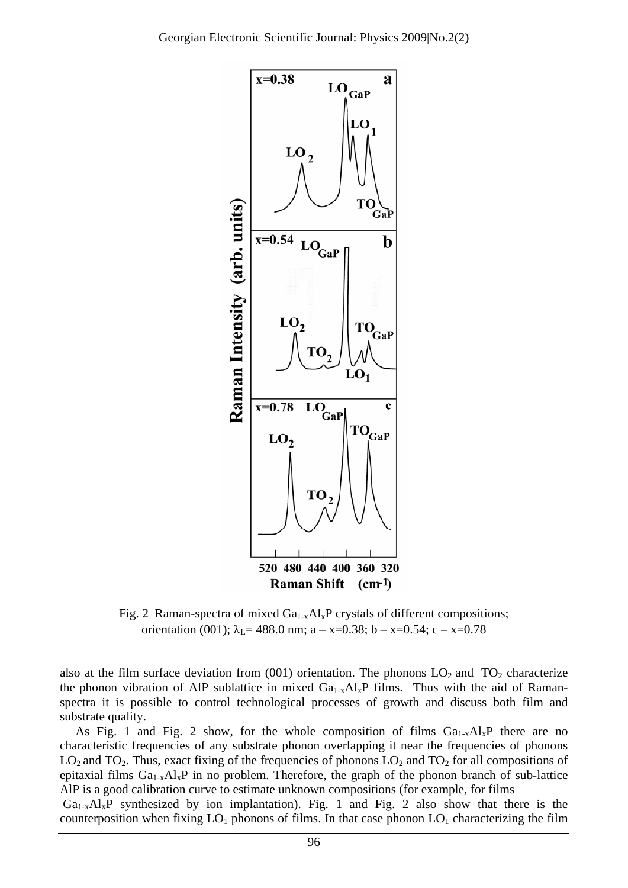Fig. 2 Raman-spectra of mixed $Ga_{1-x}Al_xP$ crystals of different compositions; orientation (001); $\lambda_L$= 488.0 nm; a – x=0.38; b – x=0.54; c – x=0.78

also at the film surface deviation from (001) orientation. The phonons $LO_2$ and $TO_2$ characterize the phonon vibration of AlP sublattice in mixed $Ga_{1-x}Al_xP$ films. Thus with the aid of Raman-spectra it is possible to control technological processes of growth and discuss both film and substrate quality.

As Fig. 1 and Fig. 2 show, for the whole composition of films $Ga_{1-x}Al_xP$ there are no characteristic frequencies of any substrate phonon overlapping it near the frequencies of phonons $LO_2$ and $TO_2$. Thus, exact fixing of the frequencies of phonons $LO_2$ and $TO_2$ for all compositions of epitaxial films $Ga_{1-x}Al_xP$ in no problem. Therefore, the graph of the phonon branch of sub-lattice AlP is a good calibration curve to estimate unknown compositions (for example, for films $Ga_{1-x}Al_xP$ synthesized by ion implantation). Fig. 1 and Fig. 2 also show that there is the counterposition when fixing $LO_1$ phonons of films. In that case phonon $LO_1$ characterizing the film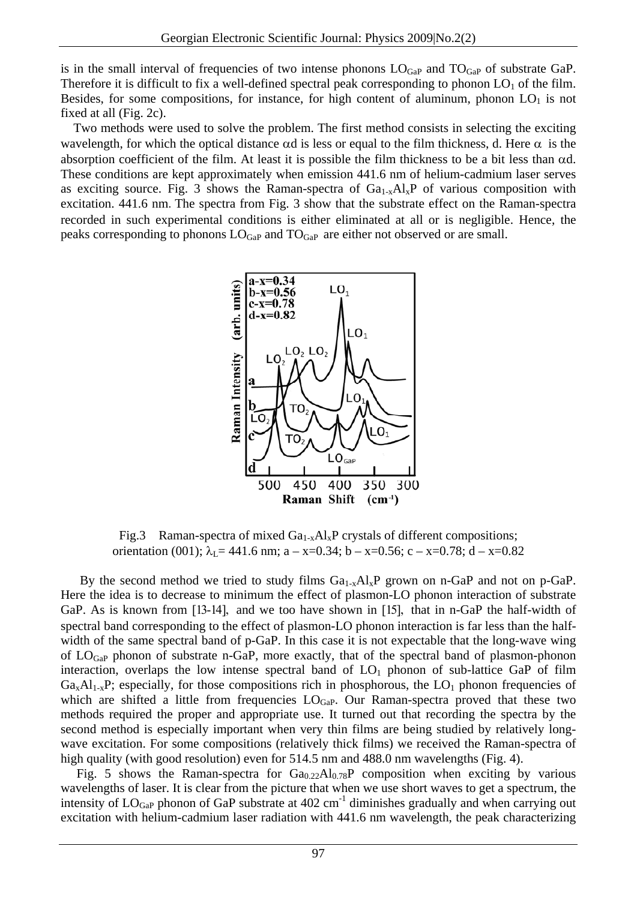is in the small interval of frequencies of two intense phonons $LO_{GaP}$ and $TO_{GaP}$ of substrate GaP. Therefore it is difficult to fix a well-defined spectral peak corresponding to phonon $LO_1$ of the film. Besides, for some compositions, for instance, for high content of aluminum, phonon $LO_1$ is not fixed at all (Fig. 2c).

Two methods were used to solve the problem. The first method consists in selecting the exciting wavelength, for which the optical distance $\alpha d$ is less or equal to the film thickness, d. Here $\alpha$ is the absorption coefficient of the film. At least it is possible the film thickness to be a bit less than $\alpha d$. These conditions are kept approximately when emission 441.6 nm of helium-cadmium laser serves as exciting source. Fig. 3 shows the Raman-spectra of $Ga_{1-x}Al_xP$ of various composition with excitation. 441.6 nm. The spectra from Fig. 3 show that the substrate effect on the Raman-spectra recorded in such experimental conditions is either eliminated at all or is negligible. Hence, the peaks corresponding to phonons $LO_{GaP}$ and $TO_{GaP}$ are either not observed or are small.

Fig.3 Raman-spectra of mixed $Ga_{1-x}Al_xP$ crystals of different compositions; orientation (001); $\lambda_L$= 441.6 nm; a – x=0.34; b – x=0.56; c – x=0.78; d – x=0.82

By the second method we tried to study films $Ga_{1-x}Al_xP$ grown on n-GaP and not on p-GaP. Here the idea is to decrease to minimum the effect of plasmon-LO phonon interaction of substrate GaP. As is known from [13-14], and we too have shown in [15], that in n-GaP the half-width of spectral band corresponding to the effect of plasmon-LO phonon interaction is far less than the half-width of the same spectral band of p-GaP. In this case it is not expectable that the long-wave wing of $LO_{GaP}$ phonon of substrate n-GaP, more exactly, that of the spectral band of plasmon-phonon interaction, overlaps the low intense spectral band of $LO_1$ phonon of sub-lattice GaP of film $Ga_xAl_{1-x}P$; especially, for those compositions rich in phosphorous, the $LO_1$ phonon frequencies of which are shifted a little from frequencies $LO_{GaP}$. Our Raman-spectra proved that these two methods required the proper and appropriate use. It turned out that recording the spectra by the second method is especially important when very thin films are being studied by relatively long-wave excitation. For some compositions (relatively thick films) we received the Raman-spectra of high quality (with good resolution) even for 514.5 nm and 488.0 nm wavelengths (Fig. 4).

Fig. 5 shows the Raman-spectra for $Ga_{0.22}Al_{0.78}P$ composition when exciting by various wavelengths of laser. It is clear from the picture that when we use short waves to get a spectrum, the intensity of $LO_{GaP}$ phonon of GaP substrate at 402 $cm^{-1}$ diminishes gradually and when carrying out excitation with helium-cadmium laser radiation with 441.6 nm wavelength, the peak characterizing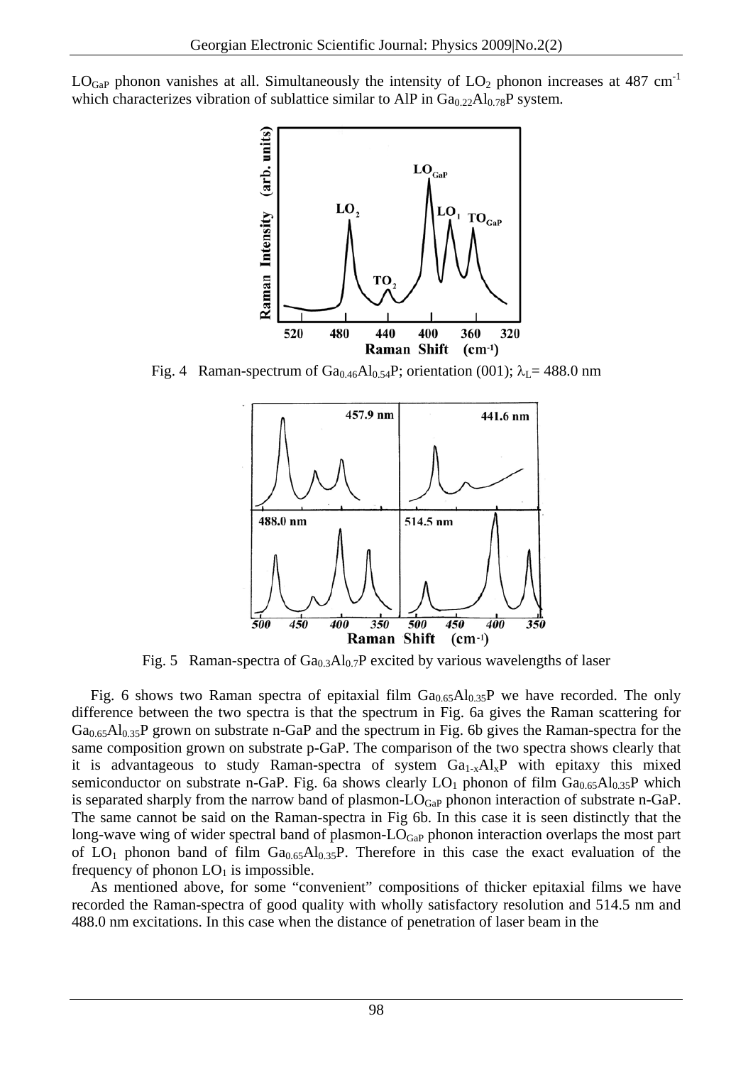$LO_{GaP}$ phonon vanishes at all. Simultaneously the intensity of $LO_2$ phonon increases at 487 $cm^{-1}$ which characterizes vibration of sublattice similar to AlP in $Ga_{0.22}Al_{0.78}P$ system.

Fig. 4 Raman-spectrum of $Ga_{0.46}Al_{0.54}P$; orientation (001); $\lambda_L$= 488.0 nm

Fig. 5 Raman-spectra of $Ga_{0.3}Al_{0.7}P$ excited by various wavelengths of laser

Fig. 6 shows two Raman spectra of epitaxial film $Ga_{0.65}Al_{0.35}P$ we have recorded. The only difference between the two spectra is that the spectrum in Fig. 6a gives the Raman scattering for $Ga_{0.65}Al_{0.35}P$ grown on substrate n-GaP and the spectrum in Fig. 6b gives the Raman-spectra for the same composition grown on substrate p-GaP. The comparison of the two spectra shows clearly that it is advantageous to study Raman-spectra of system $Ga_{1-x}Al_xP$ with epitaxy this mixed semiconductor on substrate n-GaP. Fig. 6a shows clearly $LO_1$ phonon of film $Ga_{0.65}Al_{0.35}P$ which is separated sharply from the narrow band of plasmon-$LO_{GaP}$ phonon interaction of substrate n-GaP. The same cannot be said on the Raman-spectra in Fig 6b. In this case it is seen distinctly that the long-wave wing of wider spectral band of plasmon-$LO_{GaP}$ phonon interaction overlaps the most part of $LO_1$ phonon band of film $Ga_{0.65}Al_{0.35}P$. Therefore in this case the exact evaluation of the frequency of phonon $LO_1$ is impossible.

As mentioned above, for some "convenient" compositions of thicker epitaxial films we have recorded the Raman-spectra of good quality with wholly satisfactory resolution and 514.5 nm and 488.0 nm excitations. In this case when the distance of penetration of laser beam in the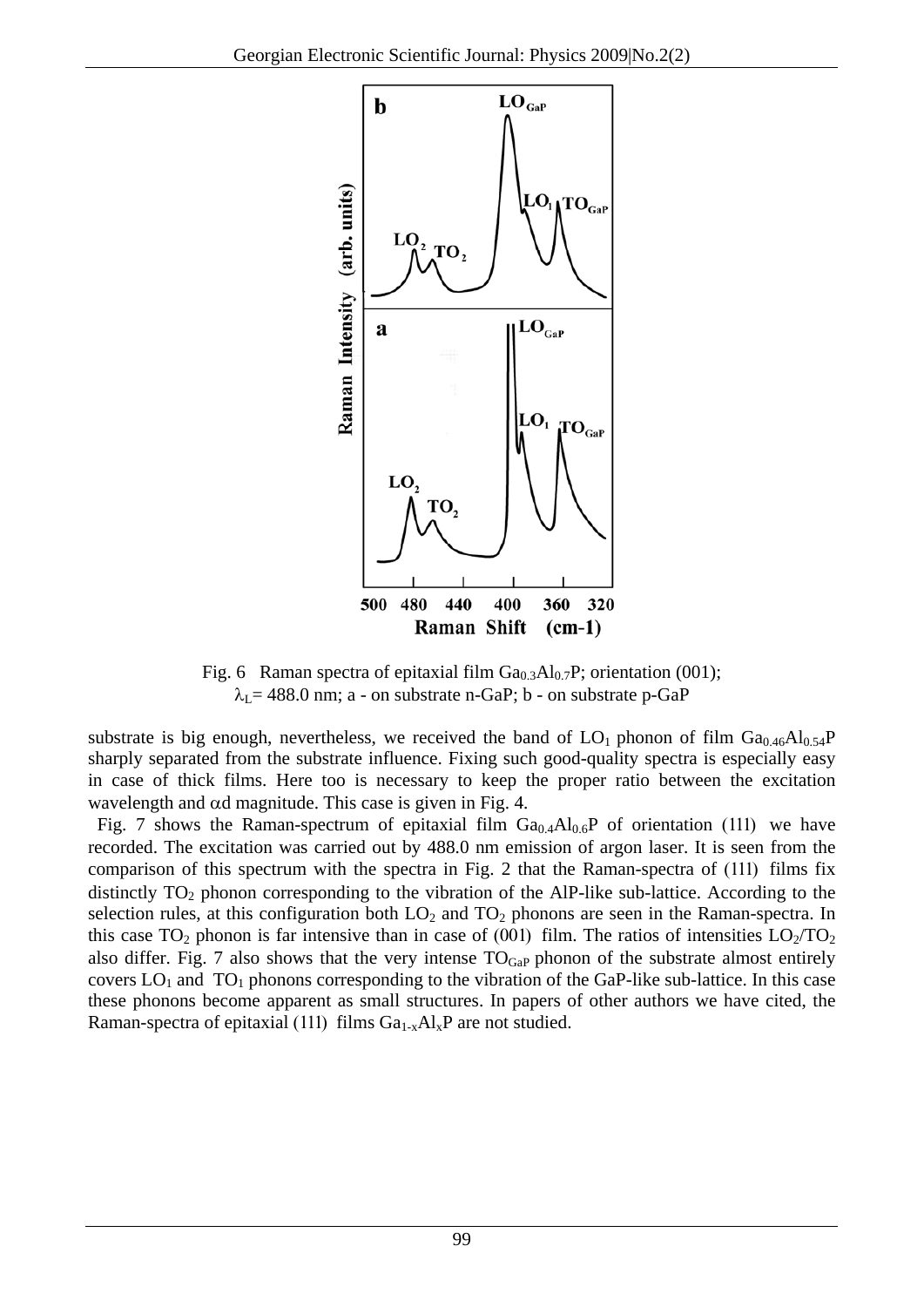Fig. 6 Raman spectra of epitaxial film $Ga_{0.3}Al_{0.7}P$; orientation (001); $\lambda_L$= 488.0 nm; a - on substrate n-GaP; b - on substrate p-GaP

substrate is big enough, nevertheless, we received the band of $LO_1$ phonon of film $Ga_{0.46}Al_{0.54}P$ sharply separated from the substrate influence. Fixing such good-quality spectra is especially easy in case of thick films. Here too is necessary to keep the proper ratio between the excitation wavelength and $\alpha$d magnitude. This case is given in Fig. 4.

Fig. 7 shows the Raman-spectrum of epitaxial film $Ga_{0.4}Al_{0.6}P$ of orientation (111) we have recorded. The excitation was carried out by 488.0 nm emission of argon laser. It is seen from the comparison of this spectrum with the spectra in Fig. 2 that the Raman-spectra of (111) films fix distinctly $TO_2$ phonon corresponding to the vibration of the AlP-like sub-lattice. According to the selection rules, at this configuration both $LO_2$ and $TO_2$ phonons are seen in the Raman-spectra. In this case $TO_2$ phonon is far intensive than in case of (001) film. The ratios of intensities $LO_2/TO_2$ also differ. Fig. 7 also shows that the very intense $TO_{GaP}$ phonon of the substrate almost entirely covers $LO_1$ and $TO_1$ phonons corresponding to the vibration of the GaP-like sub-lattice. In this case these phonons become apparent as small structures. In papers of other authors we have cited, the Raman-spectra of epitaxial (111) films $Ga_{1-x}Al_xP$ are not studied.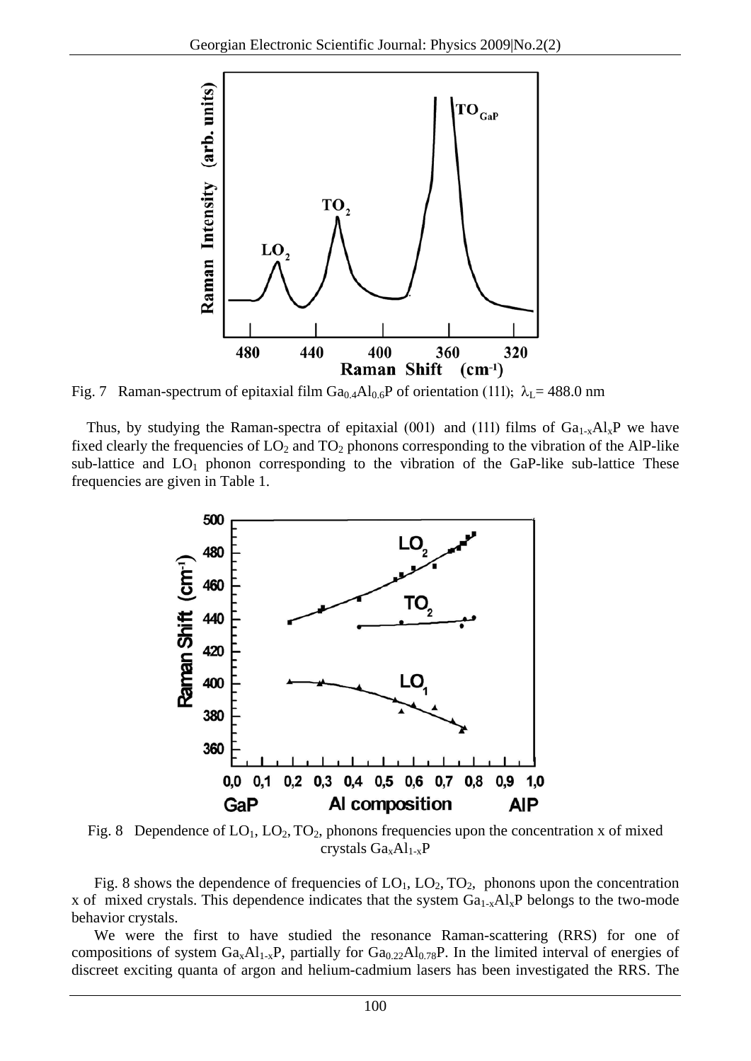Fig. 7 Raman-spectrum of epitaxial film $Ga_{0.4}Al_{0.6}P$ of orientation (111); $\lambda_L$= 488.0 nm

Thus, by studying the Raman-spectra of epitaxial (001) and (111) films of $Ga_{1-x}Al_xP$ we have fixed clearly the frequencies of $LO_2$ and $TO_2$ phonons corresponding to the vibration of the AlP-like sub-lattice and $LO_1$ phonon corresponding to the vibration of the GaP-like sub-lattice These frequencies are given in Table 1.

Fig. 8 Dependence of $LO_1$, $LO_2$, $TO_2$, phonons frequencies upon the concentration x of mixed crystals $Ga_xAl_{1-x}P$

Fig. 8 shows the dependence of frequencies of $LO_1$, $LO_2$, $TO_2$, phonons upon the concentration x of mixed crystals. This dependence indicates that the system $Ga_{1-x}Al_xP$ belongs to the two-mode behavior crystals.

We were the first to have studied the resonance Raman-scattering (RRS) for one of compositions of system $Ga_xAl_{1-x}P$, partially for $Ga_{0.22}Al_{0.78}P$. In the limited interval of energies of discreet exciting quanta of argon and helium-cadmium lasers has been investigated the RRS. The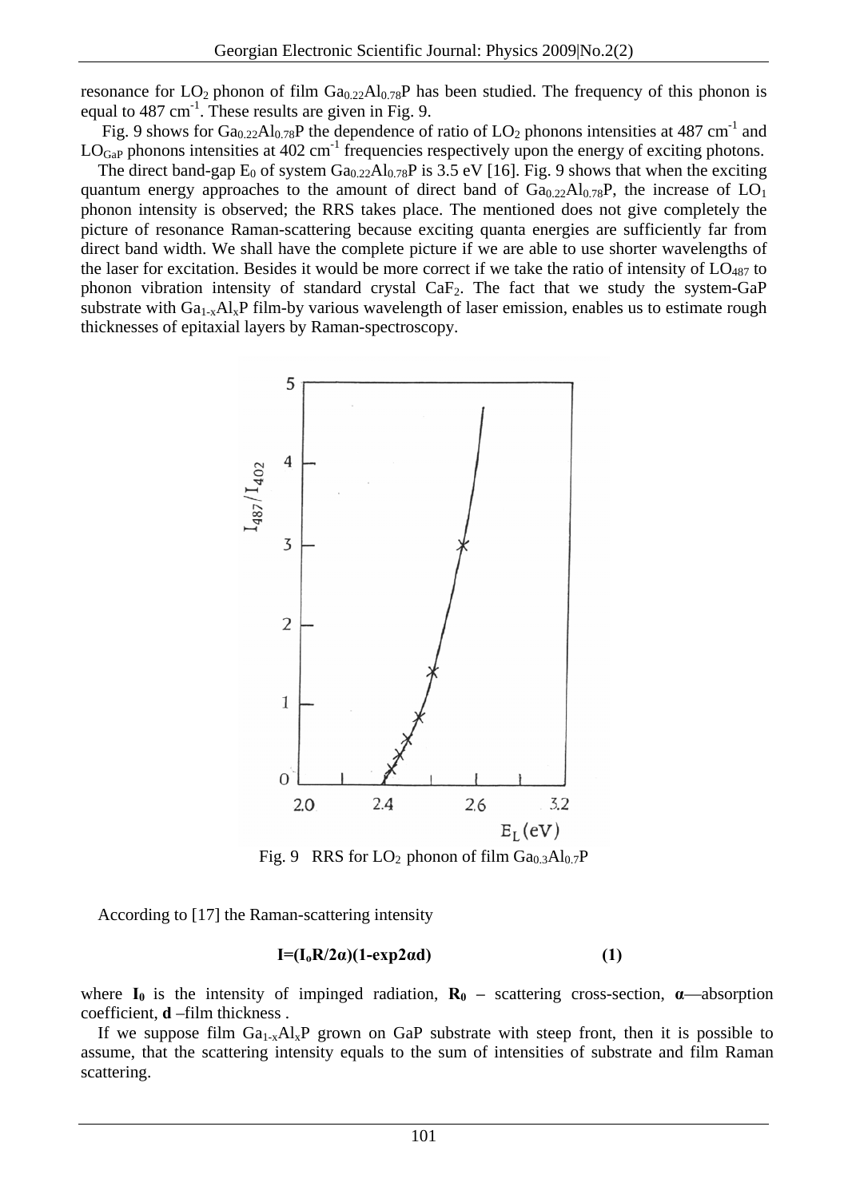resonance for $LO_2$ phonon of film $Ga_{0.22}Al_{0.78}P$ has been studied. The frequency of this phonon is equal to 487 $cm^{-1}$. These results are given in Fig. 9.

Fig. 9 shows for $Ga_{0.22}Al_{0.78}P$ the dependence of ratio of $LO_2$ phonons intensities at 487 $cm^{-1}$ and $LO_{GaP}$ phonons intensities at 402 $cm^{-1}$ frequencies respectively upon the energy of exciting photons.

The direct band-gap $E_0$ of system $Ga_{0.22}Al_{0.78}P$ is 3.5 eV [16]. Fig. 9 shows that when the exciting quantum energy approaches to the amount of direct band of $Ga_{0.22}Al_{0.78}P$, the increase of $LO_1$ phonon intensity is observed; the RRS takes place. The mentioned does not give completely the picture of resonance Raman-scattering because exciting quanta energies are sufficiently far from direct band width. We shall have the complete picture if we are able to use shorter wavelengths of the laser for excitation. Besides it would be more correct if we take the ratio of intensity of $LO_{487}$ to phonon vibration intensity of standard crystal $CaF_2$. The fact that we study the system-GaP substrate with $Ga_{1-x}Al_xP$ film-by various wavelength of laser emission, enables us to estimate rough thicknesses of epitaxial layers by Raman-spectroscopy.

Fig. 9 RRS for $LO_2$ phonon of film $Ga_{0.3}Al_{0.7}P$

According to [17] the Raman-scattering intensity

$$I=(I_oR/2\alpha)(1-\exp 2\alpha d) \qquad (1)$$

where $I_0$ is the intensity of impinged radiation, $R_0$ – scattering cross-section, $\alpha$—absorption coefficient, **d** –film thickness .

If we suppose film $Ga_{1-x}Al_xP$ grown on GaP substrate with steep front, then it is possible to assume, that the scattering intensity equals to the sum of intensities of substrate and film Raman scattering.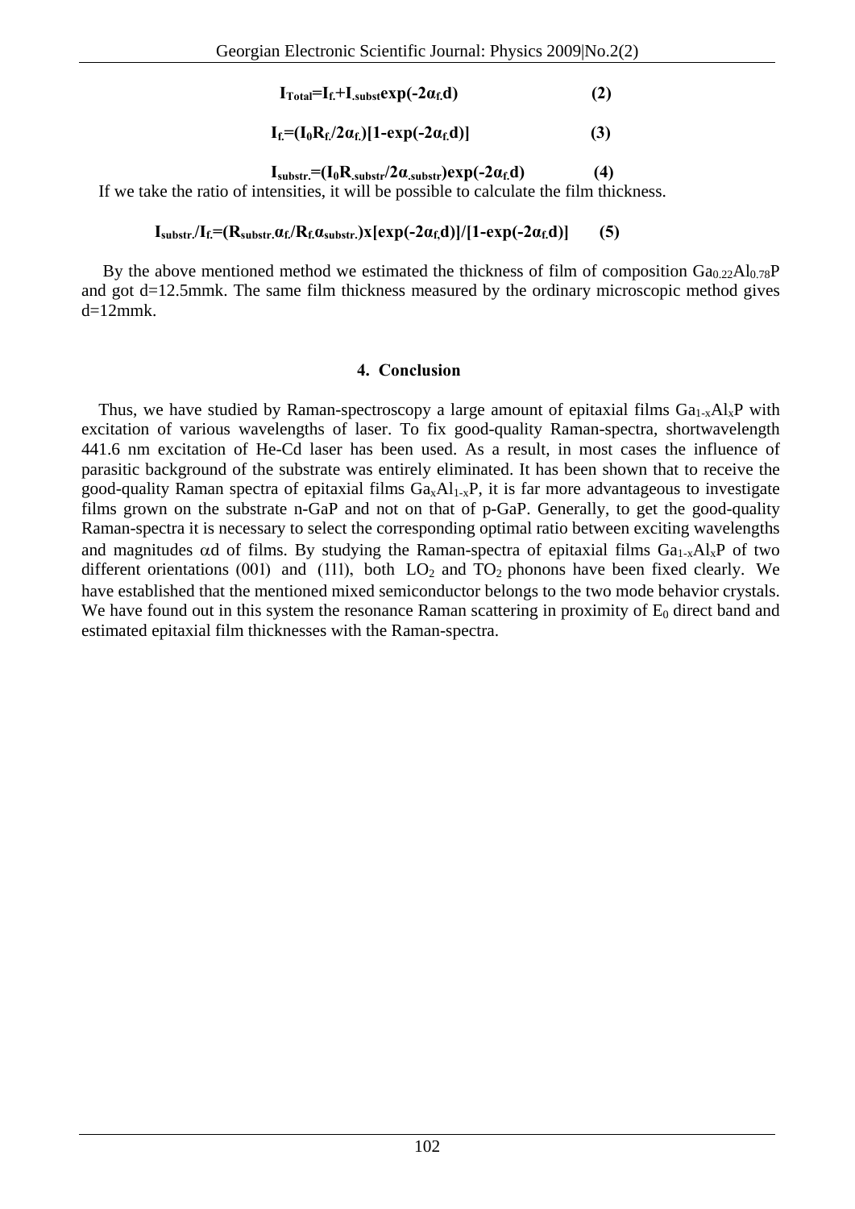$$I_{Total}=I_{f.}+I_{.subst}\exp(-2\alpha_{f.}d) \qquad (2)$$

$$I_{f.}=(I_0R_{f.}/2\alpha_{f.})[1-\exp(-2\alpha_{f.}d)] \qquad (3)$$

$$I_{substr.}=(I_0R_{.substr}/2\alpha_{.substr})\exp(-2\alpha_{f.}d) \qquad (4)$$

If we take the ratio of intensities, it will be possible to calculate the film thickness.

$$I_{substr.}/I_{f.}=(R_{substr.}\alpha_{f.}/R_{f.}\alpha_{substr.})x[\exp(-2\alpha_{f.}d)]/[1-\exp(-2\alpha_{f.}d)] \qquad (5)$$

By the above mentioned method we estimated the thickness of film of composition $Ga_{0.22}Al_{0.78}P$ and got d=12.5mmk. The same film thickness measured by the ordinary microscopic method gives d=12mmk.

## 4. Conclusion

Thus, we have studied by Raman-spectroscopy a large amount of epitaxial films $Ga_{1-x}Al_xP$ with excitation of various wavelengths of laser. To fix good-quality Raman-spectra, shortwavelength 441.6 nm excitation of He-Cd laser has been used. As a result, in most cases the influence of parasitic background of the substrate was entirely eliminated. It has been shown that to receive the good-quality Raman spectra of epitaxial films $Ga_xAl_{1-x}P$, it is far more advantageous to investigate films grown on the substrate n-GaP and not on that of p-GaP. Generally, to get the good-quality Raman-spectra it is necessary to select the corresponding optimal ratio between exciting wavelengths and magnitudes $\alpha d$ of films. By studying the Raman-spectra of epitaxial films $Ga_{1-x}Al_xP$ of two different orientations (001) and (111), both $LO_2$ and $TO_2$ phonons have been fixed clearly. We have established that the mentioned mixed semiconductor belongs to the two mode behavior crystals. We have found out in this system the resonance Raman scattering in proximity of $E_0$ direct band and estimated epitaxial film thicknesses with the Raman-spectra.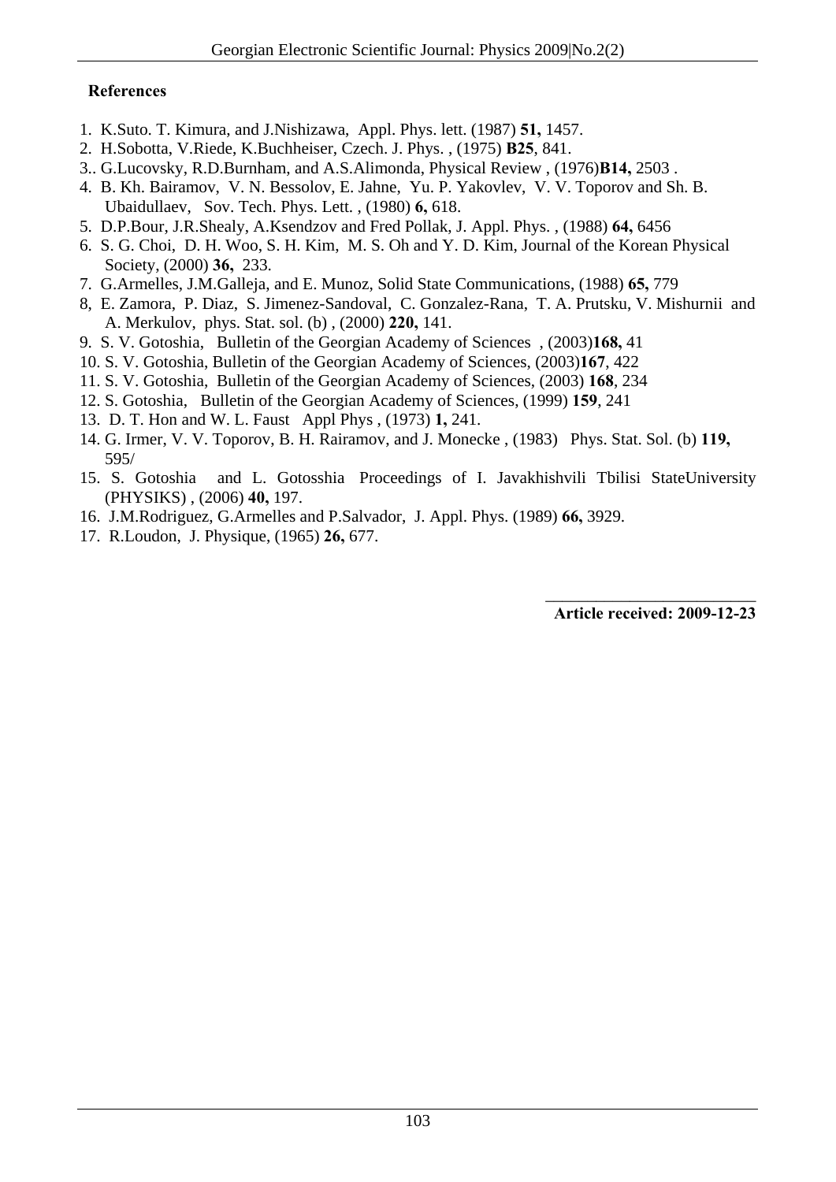**References**

1. K.Suto. T. Kimura, and J.Nishizawa, Appl. Phys. lett. (1987) **51,** 1457.
2. H.Sobotta, V.Riede, K.Buchheiser, Czech. J. Phys. , (1975) **B25**, 841.
3.. G.Lucovsky, R.D.Burnham, and A.S.Alimonda, Physical Review , (1976)**B14,** 2503 .
4. B. Kh. Bairamov, V. N. Bessolov, E. Jahne, Yu. P. Yakovlev, V. V. Toporov and Sh. B. Ubaidullaev, Sov. Tech. Phys. Lett. , (1980) **6,** 618.
5. D.P.Bour, J.R.Shealy, A.Ksendzov and Fred Pollak, J. Appl. Phys. , (1988) **64,** 6456
6. S. G. Choi, D. H. Woo, S. H. Kim, M. S. Oh and Y. D. Kim, Journal of the Korean Physical Society, (2000) **36,** 233.
7. G.Armelles, J.M.Galleja, and E. Munoz, Solid State Communications, (1988) **65,** 779
8, E. Zamora, P. Diaz, S. Jimenez-Sandoval, C. Gonzalez-Rana, T. A. Prutsku, V. Mishurnii and A. Merkulov, phys. Stat. sol. (b) , (2000) **220,** 141.
9. S. V. Gotoshia, Bulletin of the Georgian Academy of Sciences , (2003)**168,** 41
10. S. V. Gotoshia, Bulletin of the Georgian Academy of Sciences, (2003)**167**, 422
11. S. V. Gotoshia, Bulletin of the Georgian Academy of Sciences, (2003) **168**, 234
12. S. Gotoshia, Bulletin of the Georgian Academy of Sciences, (1999) **159**, 241
13. D. T. Hon and W. L. Faust Appl Phys , (1973) **1,** 241.
14. G. Irmer, V. V. Toporov, B. H. Rairamov, and J. Monecke , (1983) Phys. Stat. Sol. (b) **119,** 595/
15. S. Gotoshia and L. Gotosshia Proceedings of I. Javakhishvili Tbilisi StateUniversity (PHYSIKS) , (2006) **40,** 197.
16. J.M.Rodriguez, G.Armelles and P.Salvador, J. Appl. Phys. (1989) **66,** 3929.
17. R.Loudon, J. Physique, (1965) **26,** 677.

**Article received: 2009-12-23**